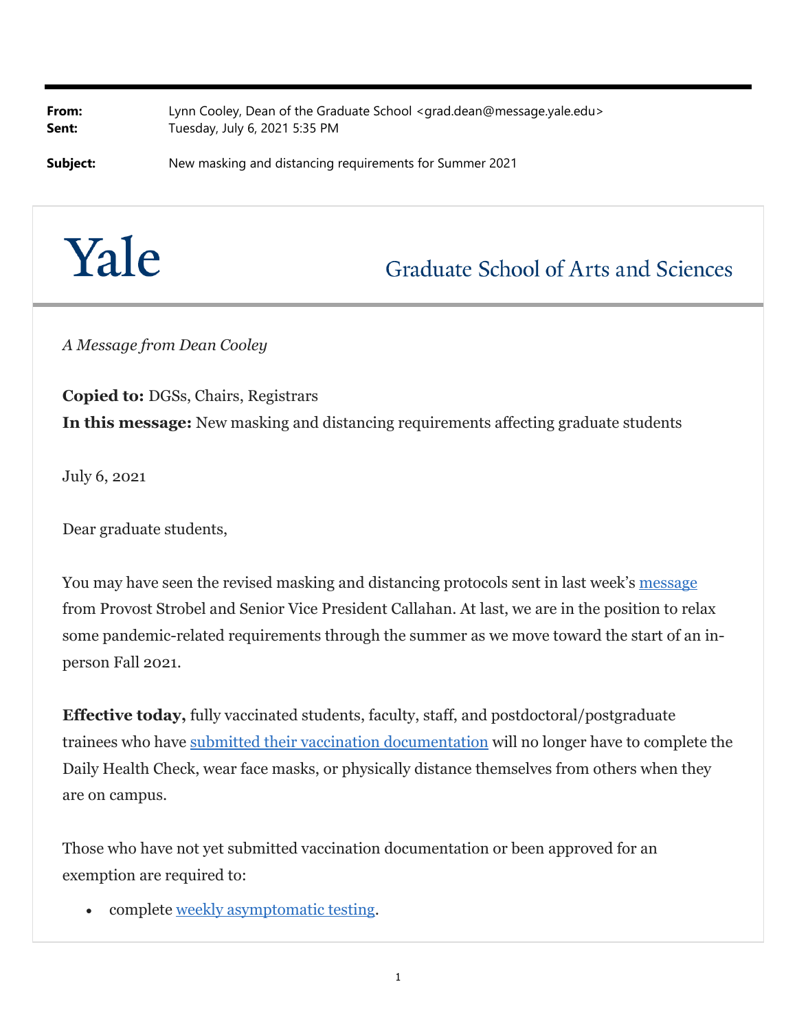**From:** Lynn Cooley, Dean of the Graduate School <grad.dean@message.yale.edu>
**Sent:** Tuesday, July 6, 2021 5:35 PM

**Subject:** New masking and distancing requirements for Summer 2021

# Yale

## Graduate School of Arts and Sciences

*A Message from Dean Cooley*

**Copied to:** DGSs, Chairs, Registrars
**In this message:** New masking and distancing requirements affecting graduate students

July 6, 2021

Dear graduate students,

You may have seen the revised masking and distancing protocols sent in last week's message from Provost Strobel and Senior Vice President Callahan. At last, we are in the position to relax some pandemic-related requirements through the summer as we move toward the start of an in-person Fall 2021.

**Effective today,** fully vaccinated students, faculty, staff, and postdoctoral/postgraduate trainees who have submitted their vaccination documentation will no longer have to complete the Daily Health Check, wear face masks, or physically distance themselves from others when they are on campus.

Those who have not yet submitted vaccination documentation or been approved for an exemption are required to:

- complete weekly asymptomatic testing.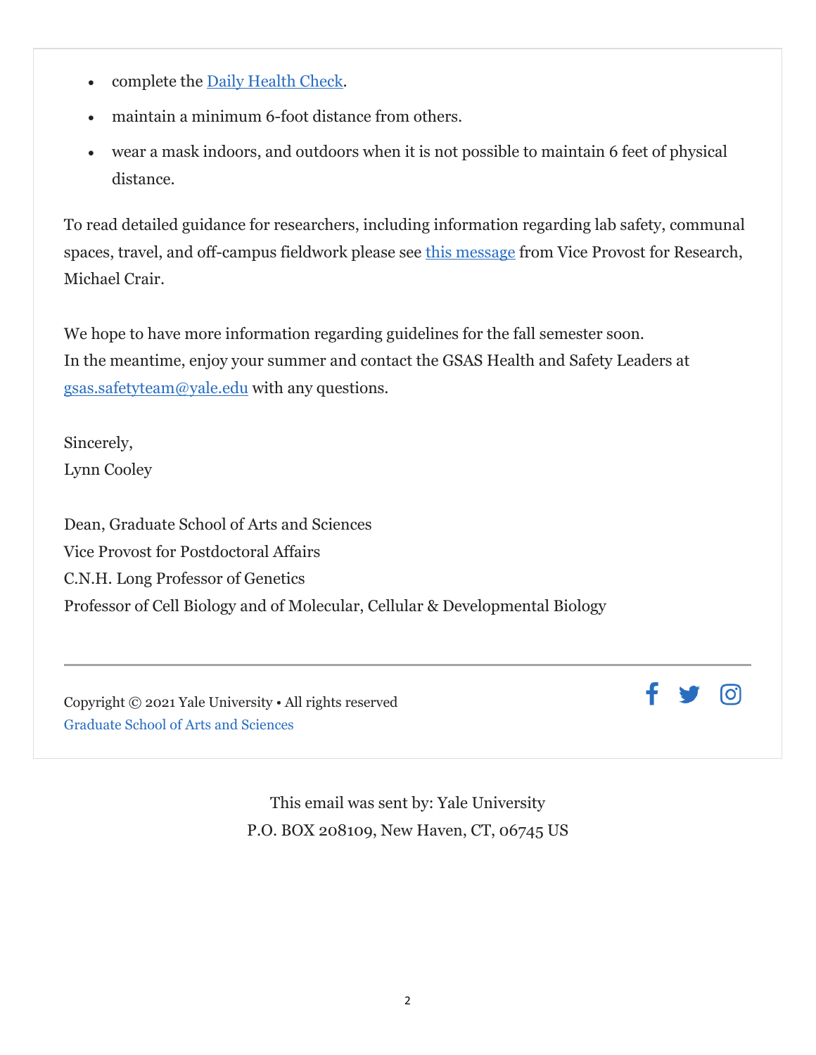- complete the Daily Health Check.
- maintain a minimum 6-foot distance from others.
- wear a mask indoors, and outdoors when it is not possible to maintain 6 feet of physical distance.

To read detailed guidance for researchers, including information regarding lab safety, communal spaces, travel, and off-campus fieldwork please see this message from Vice Provost for Research, Michael Crair.

We hope to have more information regarding guidelines for the fall semester soon.
In the meantime, enjoy your summer and contact the GSAS Health and Safety Leaders at gsas.safetyteam@yale.edu with any questions.

Sincerely,
Lynn Cooley

Dean, Graduate School of Arts and Sciences
Vice Provost for Postdoctoral Affairs
C.N.H. Long Professor of Genetics
Professor of Cell Biology and of Molecular, Cellular & Developmental Biology

---

Copyright © 2021 Yale University • All rights reserved
Graduate School of Arts and Sciences

This email was sent by: Yale University
P.O. BOX 208109, New Haven, CT, 06745 US